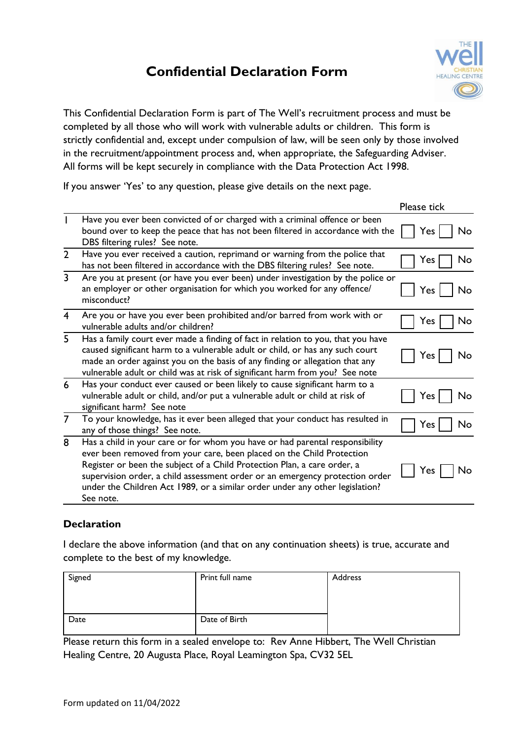# Confidential Declaration Form

This Confidential Declaration Form is part of The Well's recruitment process and must be completed by all those who will work with vulnerable adults or children. This form is strictly confidential and, except under compulsion of law, will be seen only by those involved in the recruitment/appointment process and, when appropriate, the Safeguarding Adviser. All forms will be kept securely in compliance with the Data Protection Act 1998.

If you answer 'Yes' to any question, please give details on the next page.

| | | Please tick |
|---|---|---|
| 1 | Have you ever been convicted of or charged with a criminal offence or been bound over to keep the peace that has not been filtered in accordance with the DBS filtering rules? See note. | ☐ Yes ☐ No |
| 2 | Have you ever received a caution, reprimand or warning from the police that has not been filtered in accordance with the DBS filtering rules? See note. | ☐ Yes ☐ No |
| 3 | Are you at present (or have you ever been) under investigation by the police or an employer or other organisation for which you worked for any offence/ misconduct? | ☐ Yes ☐ No |
| 4 | Are you or have you ever been prohibited and/or barred from work with or vulnerable adults and/or children? | ☐ Yes ☐ No |
| 5 | Has a family court ever made a finding of fact in relation to you, that you have caused significant harm to a vulnerable adult or child, or has any such court made an order against you on the basis of any finding or allegation that any vulnerable adult or child was at risk of significant harm from you? See note | ☐ Yes ☐ No |
| 6 | Has your conduct ever caused or been likely to cause significant harm to a vulnerable adult or child, and/or put a vulnerable adult or child at risk of significant harm? See note | ☐ Yes ☐ No |
| 7 | To your knowledge, has it ever been alleged that your conduct has resulted in any of those things? See note. | ☐ Yes ☐ No |
| 8 | Has a child in your care or for whom you have or had parental responsibility ever been removed from your care, been placed on the Child Protection Register or been the subject of a Child Protection Plan, a care order, a supervision order, a child assessment order or an emergency protection order under the Children Act 1989, or a similar order under any other legislation? See note. | ☐ Yes ☐ No |

### Declaration

I declare the above information (and that on any continuation sheets) is true, accurate and complete to the best of my knowledge.

| Signed | Print full name | Address |
|---|---|---|
| Date | Date of Birth | |

Please return this form in a sealed envelope to: Rev Anne Hibbert, The Well Christian Healing Centre, 20 Augusta Place, Royal Leamington Spa, CV32 5EL

Form updated on 11/04/2022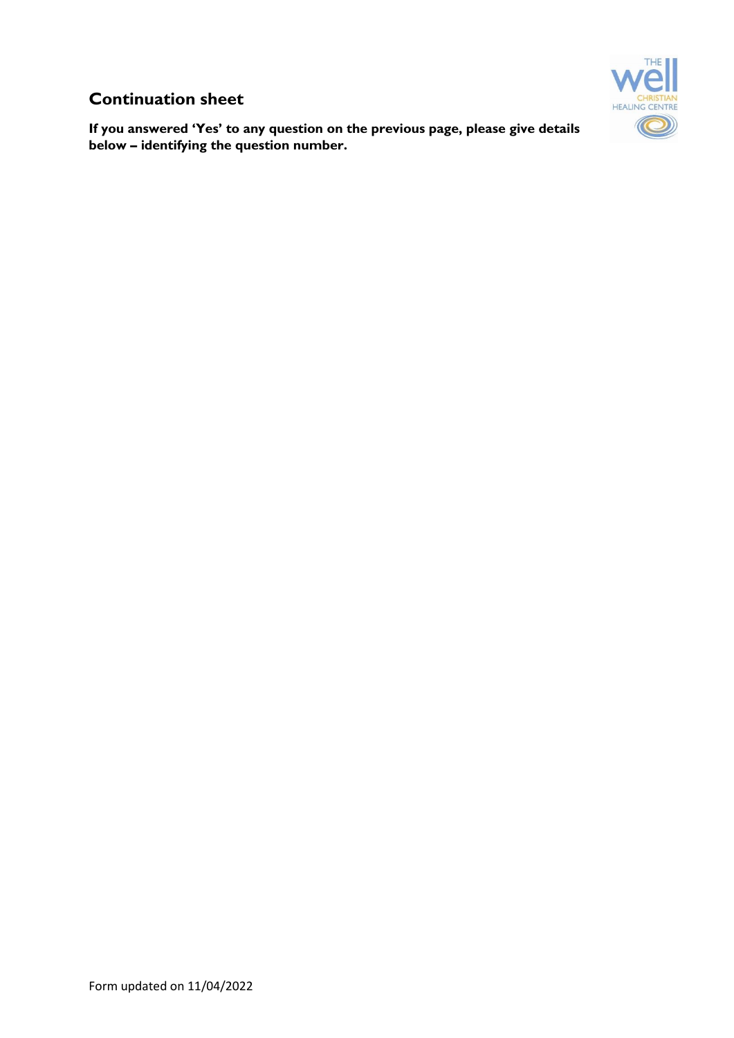## Continuation sheet

**If you answered 'Yes' to any question on the previous page, please give details below – identifying the question number.**

Form updated on 11/04/2022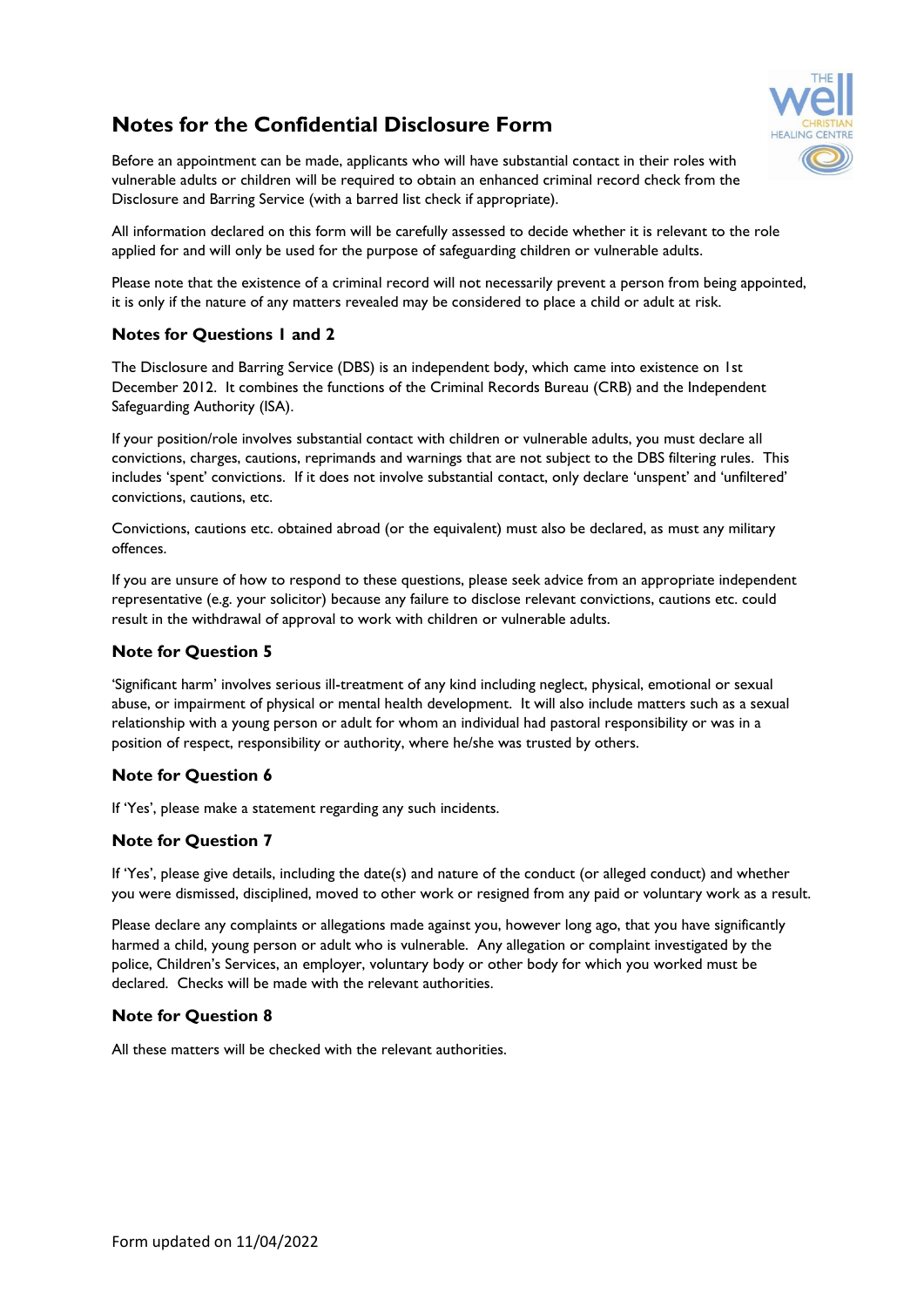# Notes for the Confidential Disclosure Form

Before an appointment can be made, applicants who will have substantial contact in their roles with vulnerable adults or children will be required to obtain an enhanced criminal record check from the Disclosure and Barring Service (with a barred list check if appropriate).

All information declared on this form will be carefully assessed to decide whether it is relevant to the role applied for and will only be used for the purpose of safeguarding children or vulnerable adults.

Please note that the existence of a criminal record will not necessarily prevent a person from being appointed, it is only if the nature of any matters revealed may be considered to place a child or adult at risk.

## Notes for Questions 1 and 2

The Disclosure and Barring Service (DBS) is an independent body, which came into existence on 1st December 2012. It combines the functions of the Criminal Records Bureau (CRB) and the Independent Safeguarding Authority (ISA).

If your position/role involves substantial contact with children or vulnerable adults, you must declare all convictions, charges, cautions, reprimands and warnings that are not subject to the DBS filtering rules. This includes 'spent' convictions. If it does not involve substantial contact, only declare 'unspent' and 'unfiltered' convictions, cautions, etc.

Convictions, cautions etc. obtained abroad (or the equivalent) must also be declared, as must any military offences.

If you are unsure of how to respond to these questions, please seek advice from an appropriate independent representative (e.g. your solicitor) because any failure to disclose relevant convictions, cautions etc. could result in the withdrawal of approval to work with children or vulnerable adults.

## Note for Question 5

'Significant harm' involves serious ill-treatment of any kind including neglect, physical, emotional or sexual abuse, or impairment of physical or mental health development. It will also include matters such as a sexual relationship with a young person or adult for whom an individual had pastoral responsibility or was in a position of respect, responsibility or authority, where he/she was trusted by others.

## Note for Question 6

If 'Yes', please make a statement regarding any such incidents.

## Note for Question 7

If 'Yes', please give details, including the date(s) and nature of the conduct (or alleged conduct) and whether you were dismissed, disciplined, moved to other work or resigned from any paid or voluntary work as a result.

Please declare any complaints or allegations made against you, however long ago, that you have significantly harmed a child, young person or adult who is vulnerable. Any allegation or complaint investigated by the police, Children's Services, an employer, voluntary body or other body for which you worked must be declared. Checks will be made with the relevant authorities.

## Note for Question 8

All these matters will be checked with the relevant authorities.

Form updated on 11/04/2022